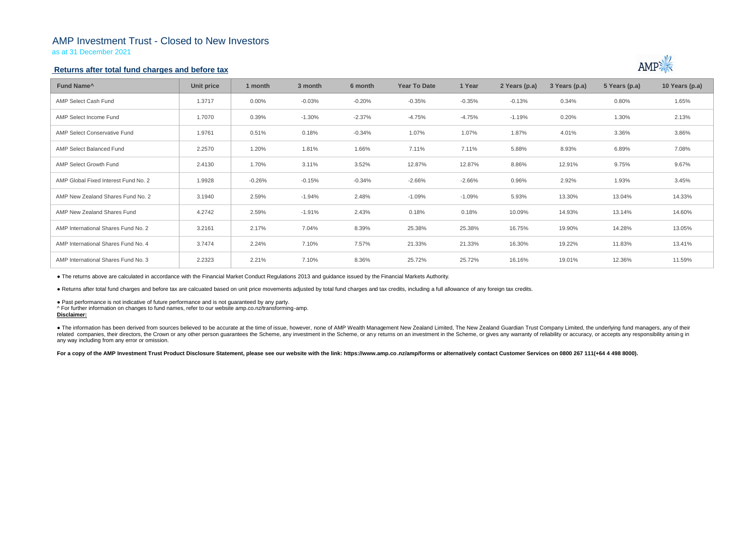# AMP Investment Trust - Closed to New Investors

as at 31 December 2021

## Returns after total fund charges and before tax

| Fund Name^ | Unit price | 1 month | 3 month | 6 month | Year To Date | 1 Year | 2 Years (p.a) | 3 Years (p.a) | 5 Years (p.a) | 10 Years (p.a) |
|---|---|---|---|---|---|---|---|---|---|---|
| AMP Select Cash Fund | 1.3717 | 0.00% | -0.03% | -0.20% | -0.35% | -0.35% | -0.13% | 0.34% | 0.80% | 1.65% |
| AMP Select Income Fund | 1.7070 | 0.39% | -1.30% | -2.37% | -4.75% | -4.75% | -1.19% | 0.20% | 1.30% | 2.13% |
| AMP Select Conservative Fund | 1.9761 | 0.51% | 0.18% | -0.34% | 1.07% | 1.07% | 1.87% | 4.01% | 3.36% | 3.86% |
| AMP Select Balanced Fund | 2.2570 | 1.20% | 1.81% | 1.66% | 7.11% | 7.11% | 5.88% | 8.93% | 6.89% | 7.08% |
| AMP Select Growth Fund | 2.4130 | 1.70% | 3.11% | 3.52% | 12.87% | 12.87% | 8.86% | 12.91% | 9.75% | 9.67% |
| AMP Global Fixed Interest Fund No. 2 | 1.9928 | -0.26% | -0.15% | -0.34% | -2.66% | -2.66% | 0.96% | 2.92% | 1.93% | 3.45% |
| AMP New Zealand Shares Fund No. 2 | 3.1940 | 2.59% | -1.94% | 2.48% | -1.09% | -1.09% | 5.93% | 13.30% | 13.04% | 14.33% |
| AMP New Zealand Shares Fund | 4.2742 | 2.59% | -1.91% | 2.43% | 0.18% | 0.18% | 10.09% | 14.93% | 13.14% | 14.60% |
| AMP International Shares Fund No. 2 | 3.2161 | 2.17% | 7.04% | 8.39% | 25.38% | 25.38% | 16.75% | 19.90% | 14.28% | 13.05% |
| AMP International Shares Fund No. 4 | 3.7474 | 2.24% | 7.10% | 7.57% | 21.33% | 21.33% | 16.30% | 19.22% | 11.83% | 13.41% |
| AMP International Shares Fund No. 3 | 2.2323 | 2.21% | 7.10% | 8.36% | 25.72% | 25.72% | 16.16% | 19.01% | 12.36% | 11.59% |

● The returns above are calculated in accordance with the Financial Market Conduct Regulations 2013 and guidance issued by the Financial Markets Authority.

● Returns after total fund charges and before tax are calcuated based on unit price movements adjusted by total fund charges and tax credits, including a full allowance of any foreign tax credits.

● Past performance is not indicative of future performance and is not guaranteed by any party.
^ For further information on changes to fund names, refer to our website amp.co.nz/transforming-amp.

**Disclaimer:**

● The information has been derived from sources believed to be accurate at the time of issue, however, none of AMP Wealth Management New Zealand Limited, The New Zealand Guardian Trust Company Limited, the underlying fund managers, any of their related companies, their directors, the Crown or any other person guarantees the Scheme, any investment in the Scheme, or any returns on an investment in the Scheme, or gives any warranty of reliability or accuracy, or accepts any responsibility arising in any way including from any error or omission.

**For a copy of the AMP Investment Trust Product Disclosure Statement, please see our website with the link: https://www.amp.co.nz/amp/forms or alternatively contact Customer Services on 0800 267 111(+64 4 498 8000).**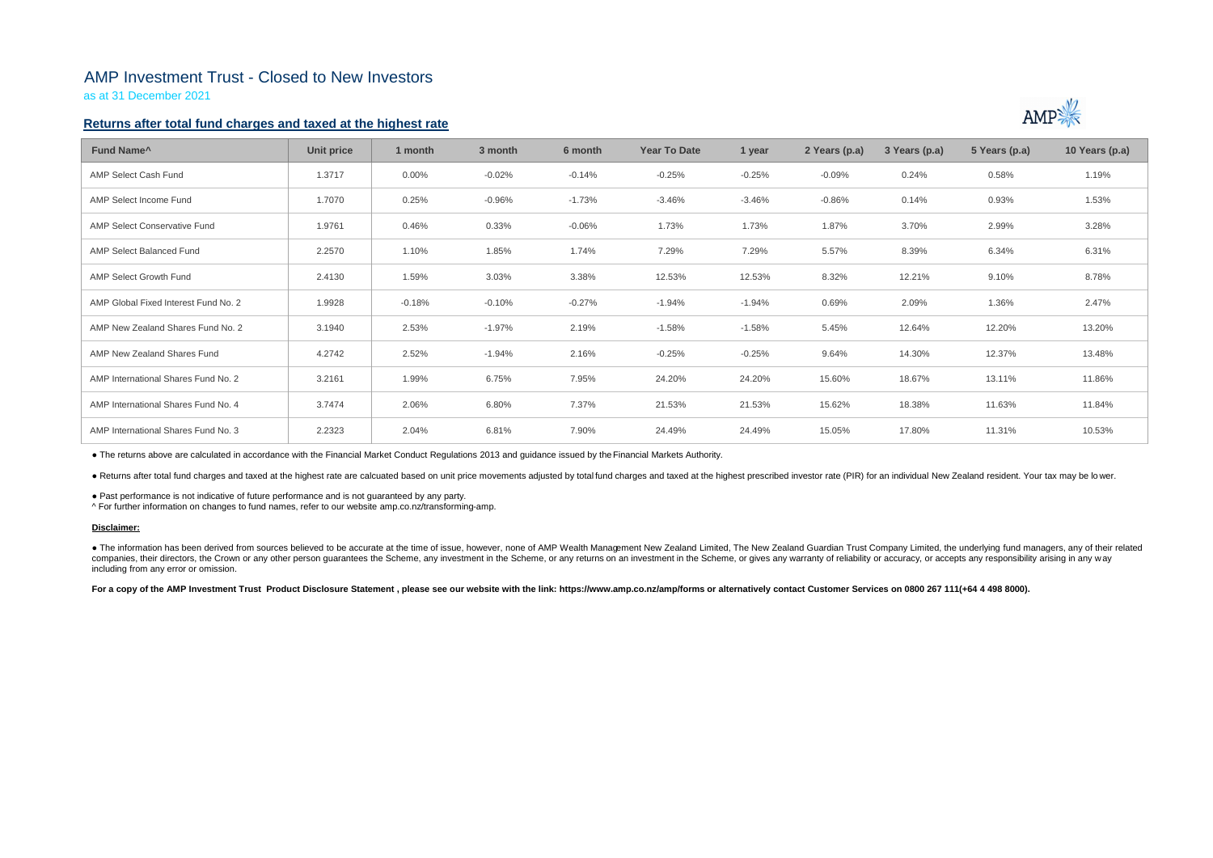# AMP Investment Trust - Closed to New Investors

as at 31 December 2021

## Returns after total fund charges and taxed at the highest rate

| Fund Name^ | Unit price | 1 month | 3 month | 6 month | Year To Date | 1 year | 2 Years (p.a) | 3 Years (p.a) | 5 Years (p.a) | 10 Years (p.a) |
|---|---|---|---|---|---|---|---|---|---|---|
| AMP Select Cash Fund | 1.3717 | 0.00% | -0.02% | -0.14% | -0.25% | -0.25% | -0.09% | 0.24% | 0.58% | 1.19% |
| AMP Select Income Fund | 1.7070 | 0.25% | -0.96% | -1.73% | -3.46% | -3.46% | -0.86% | 0.14% | 0.93% | 1.53% |
| AMP Select Conservative Fund | 1.9761 | 0.46% | 0.33% | -0.06% | 1.73% | 1.73% | 1.87% | 3.70% | 2.99% | 3.28% |
| AMP Select Balanced Fund | 2.2570 | 1.10% | 1.85% | 1.74% | 7.29% | 7.29% | 5.57% | 8.39% | 6.34% | 6.31% |
| AMP Select Growth Fund | 2.4130 | 1.59% | 3.03% | 3.38% | 12.53% | 12.53% | 8.32% | 12.21% | 9.10% | 8.78% |
| AMP Global Fixed Interest Fund No. 2 | 1.9928 | -0.18% | -0.10% | -0.27% | -1.94% | -1.94% | 0.69% | 2.09% | 1.36% | 2.47% |
| AMP New Zealand Shares Fund No. 2 | 3.1940 | 2.53% | -1.97% | 2.19% | -1.58% | -1.58% | 5.45% | 12.64% | 12.20% | 13.20% |
| AMP New Zealand Shares Fund | 4.2742 | 2.52% | -1.94% | 2.16% | -0.25% | -0.25% | 9.64% | 14.30% | 12.37% | 13.48% |
| AMP International Shares Fund No. 2 | 3.2161 | 1.99% | 6.75% | 7.95% | 24.20% | 24.20% | 15.60% | 18.67% | 13.11% | 11.86% |
| AMP International Shares Fund No. 4 | 3.7474 | 2.06% | 6.80% | 7.37% | 21.53% | 21.53% | 15.62% | 18.38% | 11.63% | 11.84% |
| AMP International Shares Fund No. 3 | 2.2323 | 2.04% | 6.81% | 7.90% | 24.49% | 24.49% | 15.05% | 17.80% | 11.31% | 10.53% |

● The returns above are calculated in accordance with the Financial Market Conduct Regulations 2013 and guidance issued by the Financial Markets Authority.

● Returns after total fund charges and taxed at the highest rate are calcuated based on unit price movements adjusted by total fund charges and taxed at the highest prescribed investor rate (PIR) for an individual New Zealand resident. Your tax may be lower.

● Past performance is not indicative of future performance and is not guaranteed by any party.

^ For further information on changes to fund names, refer to our website amp.co.nz/transforming-amp.

**Disclaimer:**

● The information has been derived from sources believed to be accurate at the time of issue, however, none of AMP Wealth Management New Zealand Limited, The New Zealand Guardian Trust Company Limited, the underlying fund managers, any of their related companies, their directors, the Crown or any other person guarantees the Scheme, any investment in the Scheme, or any returns on an investment in the Scheme, or gives any warranty of reliability or accuracy, or accepts any responsibility arising in any way including from any error or omission.

**For a copy of the AMP Investment Trust Product Disclosure Statement , please see our website with the link: https://www.amp.co.nz/amp/forms or alternatively contact Customer Services on 0800 267 111(+64 4 498 8000).**